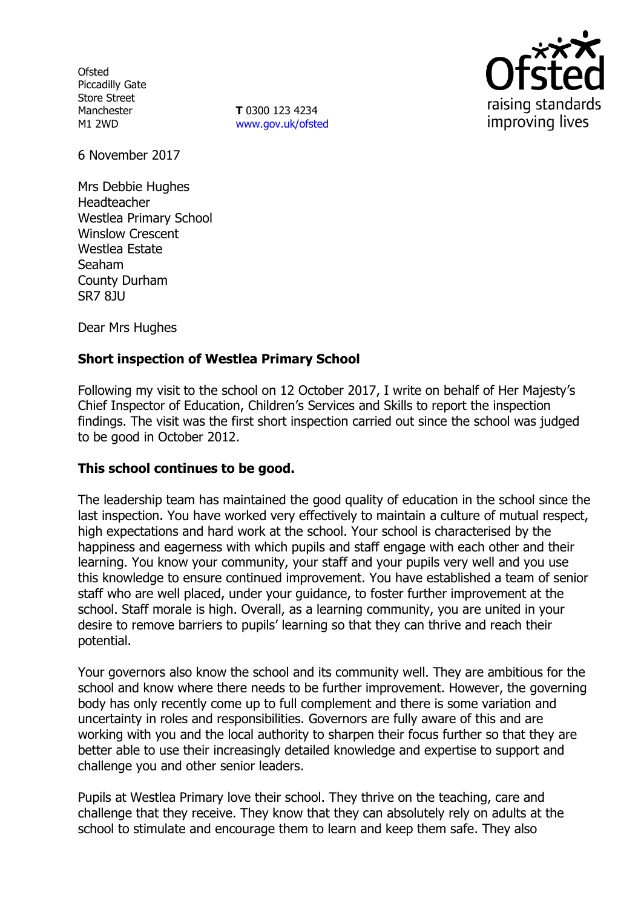Ofsted
Piccadilly Gate
Store Street
Manchester
M1 2WD

**T** 0300 123 4234
www.gov.uk/ofsted

6 November 2017

Mrs Debbie Hughes
Headteacher
Westlea Primary School
Winslow Crescent
Westlea Estate
Seaham
County Durham
SR7 8JU

Dear Mrs Hughes

**Short inspection of Westlea Primary School**

Following my visit to the school on 12 October 2017, I write on behalf of Her Majesty's Chief Inspector of Education, Children's Services and Skills to report the inspection findings. The visit was the first short inspection carried out since the school was judged to be good in October 2012.

**This school continues to be good.**

The leadership team has maintained the good quality of education in the school since the last inspection. You have worked very effectively to maintain a culture of mutual respect, high expectations and hard work at the school. Your school is characterised by the happiness and eagerness with which pupils and staff engage with each other and their learning. You know your community, your staff and your pupils very well and you use this knowledge to ensure continued improvement. You have established a team of senior staff who are well placed, under your guidance, to foster further improvement at the school. Staff morale is high. Overall, as a learning community, you are united in your desire to remove barriers to pupils' learning so that they can thrive and reach their potential.

Your governors also know the school and its community well. They are ambitious for the school and know where there needs to be further improvement. However, the governing body has only recently come up to full complement and there is some variation and uncertainty in roles and responsibilities. Governors are fully aware of this and are working with you and the local authority to sharpen their focus further so that they are better able to use their increasingly detailed knowledge and expertise to support and challenge you and other senior leaders.

Pupils at Westlea Primary love their school. They thrive on the teaching, care and challenge that they receive. They know that they can absolutely rely on adults at the school to stimulate and encourage them to learn and keep them safe. They also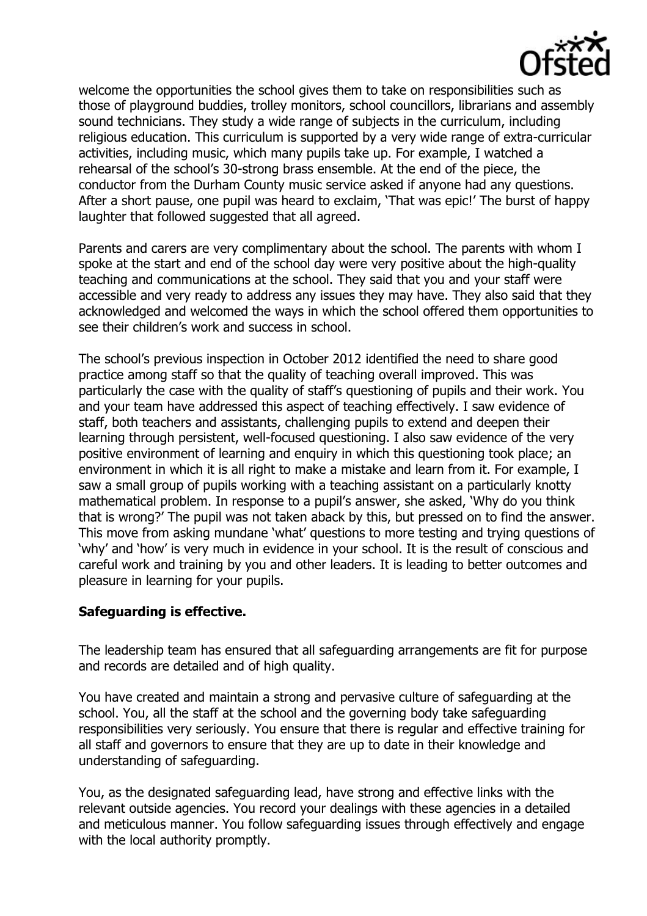welcome the opportunities the school gives them to take on responsibilities such as those of playground buddies, trolley monitors, school councillors, librarians and assembly sound technicians. They study a wide range of subjects in the curriculum, including religious education. This curriculum is supported by a very wide range of extra-curricular activities, including music, which many pupils take up. For example, I watched a rehearsal of the school's 30-strong brass ensemble. At the end of the piece, the conductor from the Durham County music service asked if anyone had any questions. After a short pause, one pupil was heard to exclaim, 'That was epic!' The burst of happy laughter that followed suggested that all agreed.

Parents and carers are very complimentary about the school. The parents with whom I spoke at the start and end of the school day were very positive about the high-quality teaching and communications at the school. They said that you and your staff were accessible and very ready to address any issues they may have. They also said that they acknowledged and welcomed the ways in which the school offered them opportunities to see their children's work and success in school.

The school's previous inspection in October 2012 identified the need to share good practice among staff so that the quality of teaching overall improved. This was particularly the case with the quality of staff's questioning of pupils and their work. You and your team have addressed this aspect of teaching effectively. I saw evidence of staff, both teachers and assistants, challenging pupils to extend and deepen their learning through persistent, well-focused questioning. I also saw evidence of the very positive environment of learning and enquiry in which this questioning took place; an environment in which it is all right to make a mistake and learn from it. For example, I saw a small group of pupils working with a teaching assistant on a particularly knotty mathematical problem. In response to a pupil's answer, she asked, 'Why do you think that is wrong?' The pupil was not taken aback by this, but pressed on to find the answer. This move from asking mundane 'what' questions to more testing and trying questions of 'why' and 'how' is very much in evidence in your school. It is the result of conscious and careful work and training by you and other leaders. It is leading to better outcomes and pleasure in learning for your pupils.

**Safeguarding is effective.**

The leadership team has ensured that all safeguarding arrangements are fit for purpose and records are detailed and of high quality.

You have created and maintain a strong and pervasive culture of safeguarding at the school. You, all the staff at the school and the governing body take safeguarding responsibilities very seriously. You ensure that there is regular and effective training for all staff and governors to ensure that they are up to date in their knowledge and understanding of safeguarding.

You, as the designated safeguarding lead, have strong and effective links with the relevant outside agencies. You record your dealings with these agencies in a detailed and meticulous manner. You follow safeguarding issues through effectively and engage with the local authority promptly.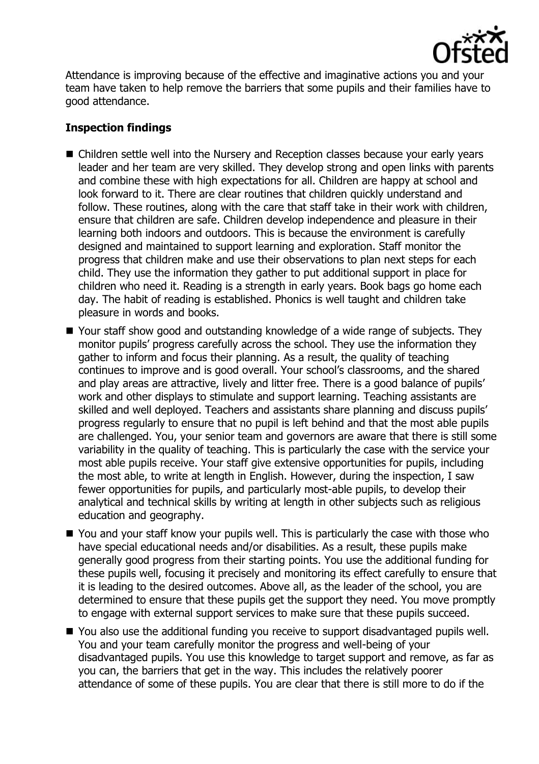Attendance is improving because of the effective and imaginative actions you and your team have taken to help remove the barriers that some pupils and their families have to good attendance.

## Inspection findings

- Children settle well into the Nursery and Reception classes because your early years leader and her team are very skilled. They develop strong and open links with parents and combine these with high expectations for all. Children are happy at school and look forward to it. There are clear routines that children quickly understand and follow. These routines, along with the care that staff take in their work with children, ensure that children are safe. Children develop independence and pleasure in their learning both indoors and outdoors. This is because the environment is carefully designed and maintained to support learning and exploration. Staff monitor the progress that children make and use their observations to plan next steps for each child. They use the information they gather to put additional support in place for children who need it. Reading is a strength in early years. Book bags go home each day. The habit of reading is established. Phonics is well taught and children take pleasure in words and books.
- Your staff show good and outstanding knowledge of a wide range of subjects. They monitor pupils' progress carefully across the school. They use the information they gather to inform and focus their planning. As a result, the quality of teaching continues to improve and is good overall. Your school's classrooms, and the shared and play areas are attractive, lively and litter free. There is a good balance of pupils' work and other displays to stimulate and support learning. Teaching assistants are skilled and well deployed. Teachers and assistants share planning and discuss pupils' progress regularly to ensure that no pupil is left behind and that the most able pupils are challenged. You, your senior team and governors are aware that there is still some variability in the quality of teaching. This is particularly the case with the service your most able pupils receive. Your staff give extensive opportunities for pupils, including the most able, to write at length in English. However, during the inspection, I saw fewer opportunities for pupils, and particularly most-able pupils, to develop their analytical and technical skills by writing at length in other subjects such as religious education and geography.
- You and your staff know your pupils well. This is particularly the case with those who have special educational needs and/or disabilities. As a result, these pupils make generally good progress from their starting points. You use the additional funding for these pupils well, focusing it precisely and monitoring its effect carefully to ensure that it is leading to the desired outcomes. Above all, as the leader of the school, you are determined to ensure that these pupils get the support they need. You move promptly to engage with external support services to make sure that these pupils succeed.
- You also use the additional funding you receive to support disadvantaged pupils well. You and your team carefully monitor the progress and well-being of your disadvantaged pupils. You use this knowledge to target support and remove, as far as you can, the barriers that get in the way. This includes the relatively poorer attendance of some of these pupils. You are clear that there is still more to do if the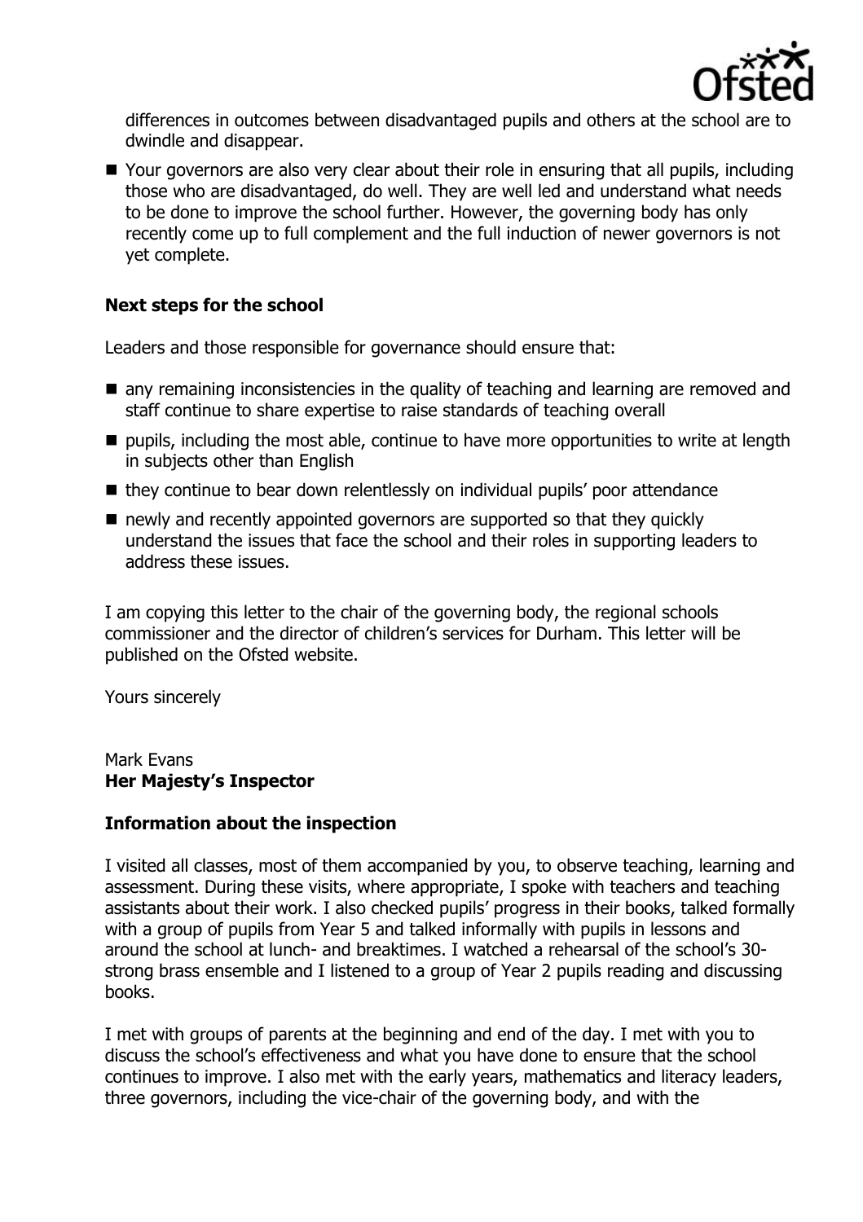differences in outcomes between disadvantaged pupils and others at the school are to dwindle and disappear.

- Your governors are also very clear about their role in ensuring that all pupils, including those who are disadvantaged, do well. They are well led and understand what needs to be done to improve the school further. However, the governing body has only recently come up to full complement and the full induction of newer governors is not yet complete.

## Next steps for the school

Leaders and those responsible for governance should ensure that:

- any remaining inconsistencies in the quality of teaching and learning are removed and staff continue to share expertise to raise standards of teaching overall
- pupils, including the most able, continue to have more opportunities to write at length in subjects other than English
- they continue to bear down relentlessly on individual pupils' poor attendance
- newly and recently appointed governors are supported so that they quickly understand the issues that face the school and their roles in supporting leaders to address these issues.

I am copying this letter to the chair of the governing body, the regional schools commissioner and the director of children's services for Durham. This letter will be published on the Ofsted website.

Yours sincerely

Mark Evans
**Her Majesty's Inspector**

## Information about the inspection

I visited all classes, most of them accompanied by you, to observe teaching, learning and assessment. During these visits, where appropriate, I spoke with teachers and teaching assistants about their work. I also checked pupils' progress in their books, talked formally with a group of pupils from Year 5 and talked informally with pupils in lessons and around the school at lunch- and breaktimes. I watched a rehearsal of the school's 30-strong brass ensemble and I listened to a group of Year 2 pupils reading and discussing books.

I met with groups of parents at the beginning and end of the day. I met with you to discuss the school's effectiveness and what you have done to ensure that the school continues to improve. I also met with the early years, mathematics and literacy leaders, three governors, including the vice-chair of the governing body, and with the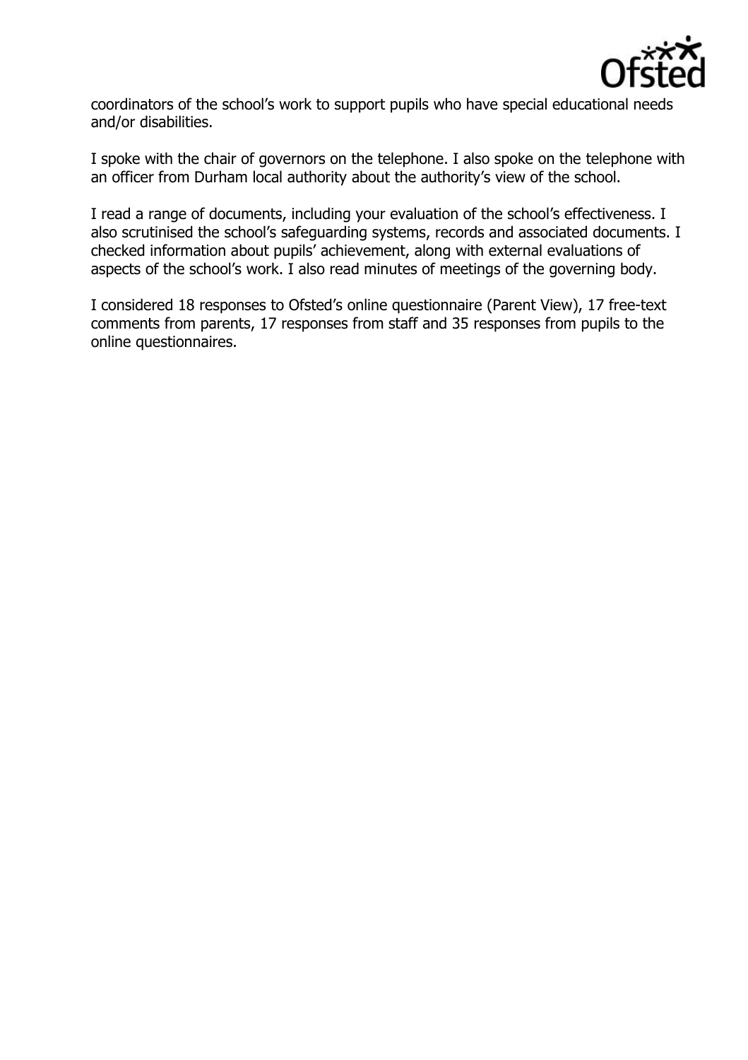coordinators of the school's work to support pupils who have special educational needs and/or disabilities.

I spoke with the chair of governors on the telephone. I also spoke on the telephone with an officer from Durham local authority about the authority's view of the school.

I read a range of documents, including your evaluation of the school's effectiveness. I also scrutinised the school's safeguarding systems, records and associated documents. I checked information about pupils' achievement, along with external evaluations of aspects of the school's work. I also read minutes of meetings of the governing body.

I considered 18 responses to Ofsted's online questionnaire (Parent View), 17 free-text comments from parents, 17 responses from staff and 35 responses from pupils to the online questionnaires.